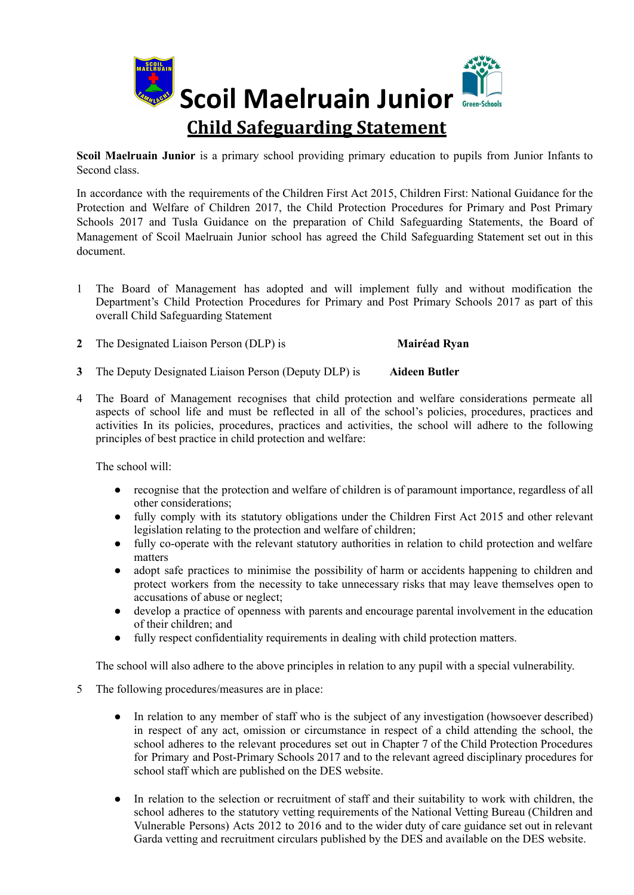# Scoil Maelruain Junior

## Child Safeguarding Statement

**Scoil Maelruain Junior** is a primary school providing primary education to pupils from Junior Infants to Second class.

In accordance with the requirements of the Children First Act 2015, Children First: National Guidance for the Protection and Welfare of Children 2017, the Child Protection Procedures for Primary and Post Primary Schools 2017 and Tusla Guidance on the preparation of Child Safeguarding Statements, the Board of Management of Scoil Maelruain Junior school has agreed the Child Safeguarding Statement set out in this document.

1 The Board of Management has adopted and will implement fully and without modification the Department's Child Protection Procedures for Primary and Post Primary Schools 2017 as part of this overall Child Safeguarding Statement

**2** The Designated Liaison Person (DLP) is **Mairéad Ryan**

**3** The Deputy Designated Liaison Person (Deputy DLP) is **Aideen Butler**

4 The Board of Management recognises that child protection and welfare considerations permeate all aspects of school life and must be reflected in all of the school's policies, procedures, practices and activities In its policies, procedures, practices and activities, the school will adhere to the following principles of best practice in child protection and welfare:

The school will:

- recognise that the protection and welfare of children is of paramount importance, regardless of all other considerations;
- fully comply with its statutory obligations under the Children First Act 2015 and other relevant legislation relating to the protection and welfare of children;
- fully co-operate with the relevant statutory authorities in relation to child protection and welfare matters
- adopt safe practices to minimise the possibility of harm or accidents happening to children and protect workers from the necessity to take unnecessary risks that may leave themselves open to accusations of abuse or neglect;
- develop a practice of openness with parents and encourage parental involvement in the education of their children; and
- fully respect confidentiality requirements in dealing with child protection matters.

The school will also adhere to the above principles in relation to any pupil with a special vulnerability.

5 The following procedures/measures are in place:

- In relation to any member of staff who is the subject of any investigation (howsoever described) in respect of any act, omission or circumstance in respect of a child attending the school, the school adheres to the relevant procedures set out in Chapter 7 of the Child Protection Procedures for Primary and Post-Primary Schools 2017 and to the relevant agreed disciplinary procedures for school staff which are published on the DES website.

- In relation to the selection or recruitment of staff and their suitability to work with children, the school adheres to the statutory vetting requirements of the National Vetting Bureau (Children and Vulnerable Persons) Acts 2012 to 2016 and to the wider duty of care guidance set out in relevant Garda vetting and recruitment circulars published by the DES and available on the DES website.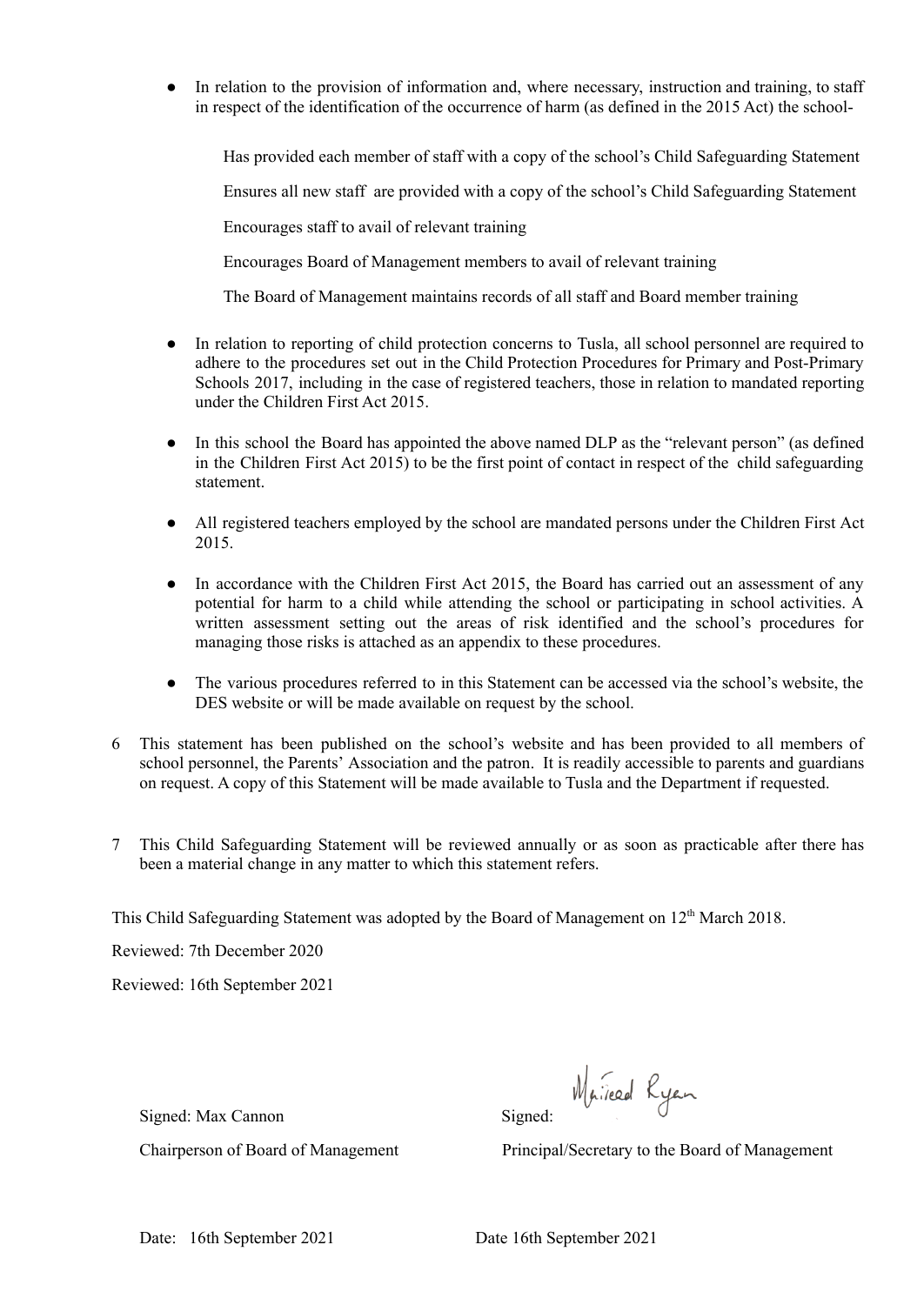- In relation to the provision of information and, where necessary, instruction and training, to staff in respect of the identification of the occurrence of harm (as defined in the 2015 Act) the school-

  Has provided each member of staff with a copy of the school's Child Safeguarding Statement

  Ensures all new staff are provided with a copy of the school's Child Safeguarding Statement

  Encourages staff to avail of relevant training

  Encourages Board of Management members to avail of relevant training

  The Board of Management maintains records of all staff and Board member training

- In relation to reporting of child protection concerns to Tusla, all school personnel are required to adhere to the procedures set out in the Child Protection Procedures for Primary and Post-Primary Schools 2017, including in the case of registered teachers, those in relation to mandated reporting under the Children First Act 2015.

- In this school the Board has appointed the above named DLP as the "relevant person" (as defined in the Children First Act 2015) to be the first point of contact in respect of the child safeguarding statement.

- All registered teachers employed by the school are mandated persons under the Children First Act 2015.

- In accordance with the Children First Act 2015, the Board has carried out an assessment of any potential for harm to a child while attending the school or participating in school activities. A written assessment setting out the areas of risk identified and the school's procedures for managing those risks is attached as an appendix to these procedures.

- The various procedures referred to in this Statement can be accessed via the school's website, the DES website or will be made available on request by the school.

6 This statement has been published on the school's website and has been provided to all members of school personnel, the Parents' Association and the patron. It is readily accessible to parents and guardians on request. A copy of this Statement will be made available to Tusla and the Department if requested.

7 This Child Safeguarding Statement will be reviewed annually or as soon as practicable after there has been a material change in any matter to which this statement refers.

This Child Safeguarding Statement was adopted by the Board of Management on 12th March 2018.

Reviewed: 7th December 2020

Reviewed: 16th September 2021

Signed: Max Cannon

Chairperson of Board of Management

Date: 16th September 2021

Signed: Mairead Ryan

Principal/Secretary to the Board of Management

Date 16th September 2021